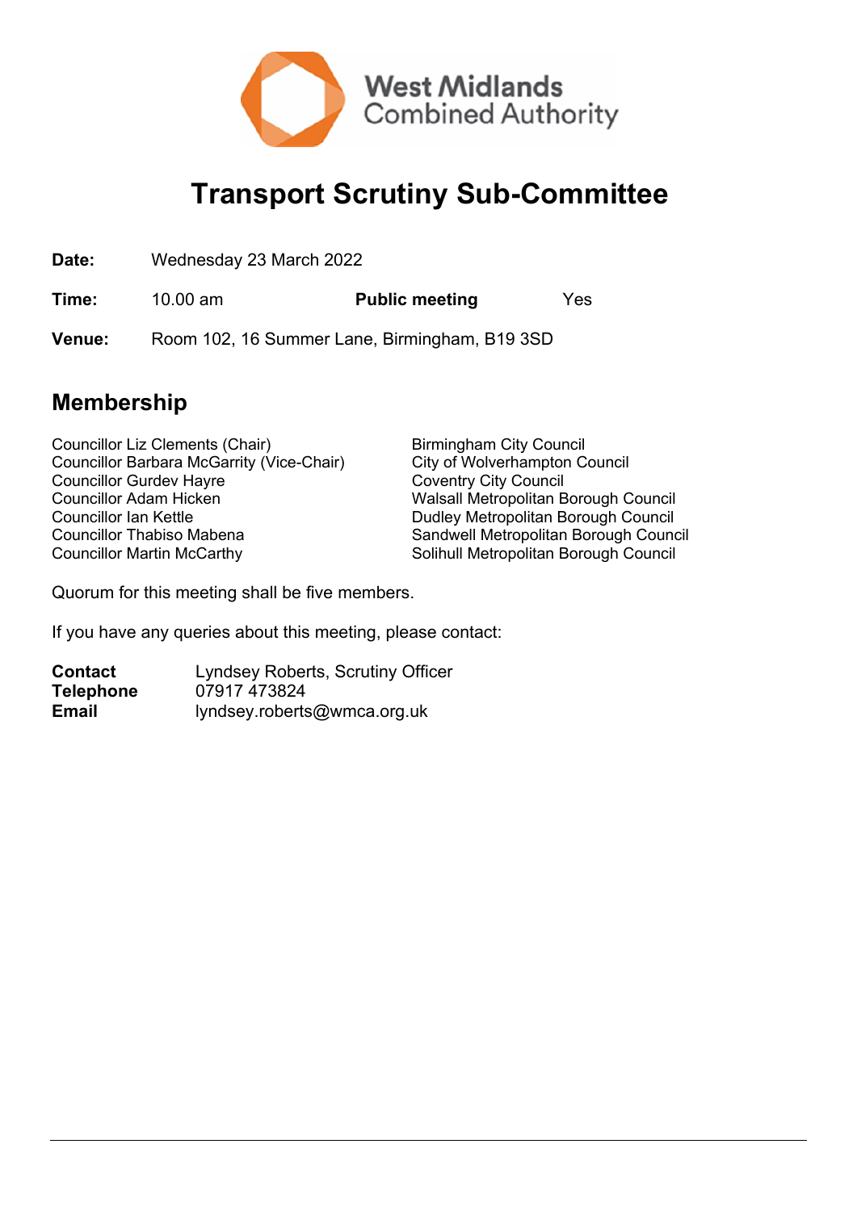West Midlands Combined Authority

# Transport Scrutiny Sub-Committee

| | | | |
|---|---|---|---|
| **Date:** | Wednesday 23 March 2022 | | |
| **Time:** | 10.00 am | **Public meeting** | Yes |
| **Venue:** | Room 102, 16 Summer Lane, Birmingham, B19 3SD | | |

## Membership

| | |
|---|---|
| Councillor Liz Clements (Chair) | Birmingham City Council |
| Councillor Barbara McGarrity (Vice-Chair) | City of Wolverhampton Council |
| Councillor Gurdev Hayre | Coventry City Council |
| Councillor Adam Hicken | Walsall Metropolitan Borough Council |
| Councillor Ian Kettle | Dudley Metropolitan Borough Council |
| Councillor Thabiso Mabena | Sandwell Metropolitan Borough Council |
| Councillor Martin McCarthy | Solihull Metropolitan Borough Council |

Quorum for this meeting shall be five members.

If you have any queries about this meeting, please contact:

| | |
|---|---|
| **Contact** | Lyndsey Roberts, Scrutiny Officer |
| **Telephone** | 07917 473824 |
| **Email** | lyndsey.roberts@wmca.org.uk |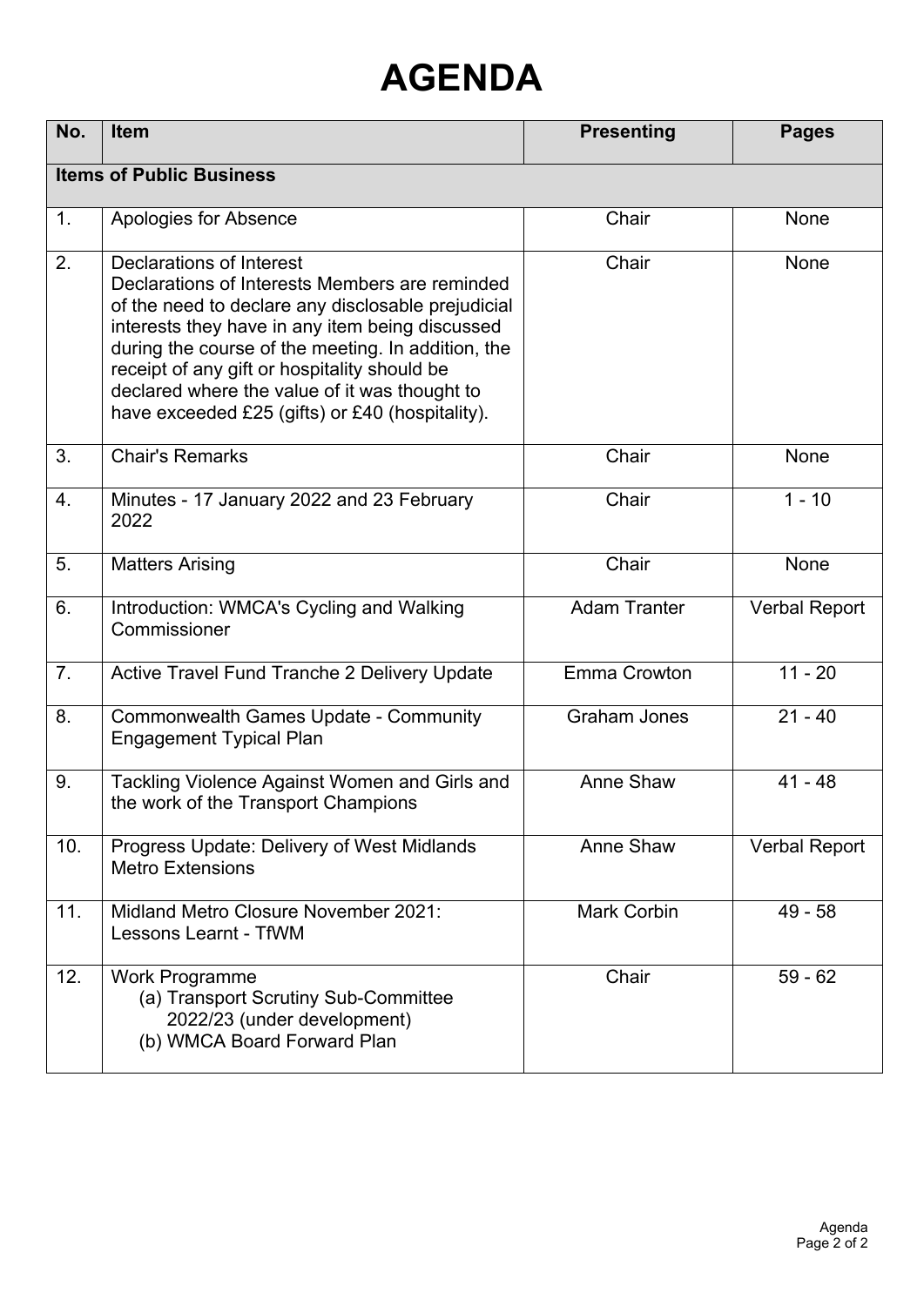# AGENDA

| No. | Item | Presenting | Pages |
|---|---|---|---|
| **Items of Public Business** | | | |
| 1. | Apologies for Absence | Chair | None |
| 2. | Declarations of Interest<br>Declarations of Interests Members are reminded of the need to declare any disclosable prejudicial interests they have in any item being discussed during the course of the meeting. In addition, the receipt of any gift or hospitality should be declared where the value of it was thought to have exceeded £25 (gifts) or £40 (hospitality). | Chair | None |
| 3. | Chair's Remarks | Chair | None |
| 4. | Minutes - 17 January 2022 and 23 February 2022 | Chair | 1 - 10 |
| 5. | Matters Arising | Chair | None |
| 6. | Introduction: WMCA's Cycling and Walking Commissioner | Adam Tranter | Verbal Report |
| 7. | Active Travel Fund Tranche 2 Delivery Update | Emma Crowton | 11 - 20 |
| 8. | Commonwealth Games Update - Community Engagement Typical Plan | Graham Jones | 21 - 40 |
| 9. | Tackling Violence Against Women and Girls and the work of the Transport Champions | Anne Shaw | 41 - 48 |
| 10. | Progress Update: Delivery of West Midlands Metro Extensions | Anne Shaw | Verbal Report |
| 11. | Midland Metro Closure November 2021: Lessons Learnt - TfWM | Mark Corbin | 49 - 58 |
| 12. | Work Programme<br>(a) Transport Scrutiny Sub-Committee 2022/23 (under development)<br>(b) WMCA Board Forward Plan | Chair | 59 - 62 |